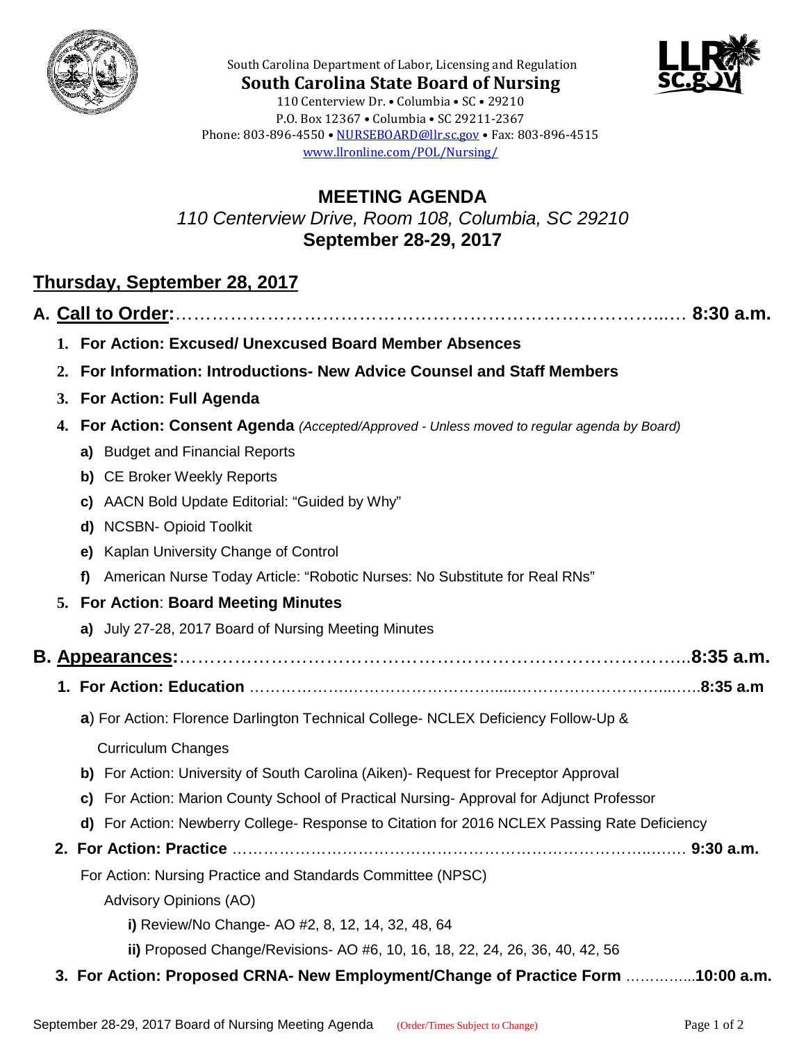South Carolina Department of Labor, Licensing and Regulation

**South Carolina State Board of Nursing**

110 Centerview Dr. • Columbia • SC • 29210
P.O. Box 12367 • Columbia • SC 29211-2367
Phone: 803-896-4550 • NURSEBOARD@llr.sc.gov • Fax: 803-896-4515
www.llronline.com/POL/Nursing/

# MEETING AGENDA

*110 Centerview Drive, Room 108, Columbia, SC 29210*

**September 28-29, 2017**

## Thursday, September 28, 2017

### A. Call to Order:…………………………………………………………………… 8:30 a.m.

1. **For Action: Excused/ Unexcused Board Member Absences**
2. **For Information: Introductions- New Advice Counsel and Staff Members**
3. **For Action: Full Agenda**
4. **For Action: Consent Agenda** *(Accepted/Approved - Unless moved to regular agenda by Board)*
   - **a)** Budget and Financial Reports
   - **b)** CE Broker Weekly Reports
   - **c)** AACN Bold Update Editorial: "Guided by Why"
   - **d)** NCSBN- Opioid Toolkit
   - **e)** Kaplan University Change of Control
   - **f)** American Nurse Today Article: "Robotic Nurses: No Substitute for Real RNs"
5. **For Action**: **Board Meeting Minutes**
   - **a)** July 27-28, 2017 Board of Nursing Meeting Minutes

### B. Appearances:……………………………………………………………………8:35 a.m.

1. **For Action: Education** ……………………………………………………………8:35 a.m
   - **a**) For Action: Florence Darlington Technical College- NCLEX Deficiency Follow-Up & Curriculum Changes
   - **b)** For Action: University of South Carolina (Aiken)- Request for Preceptor Approval
   - **c)** For Action: Marion County School of Practical Nursing- Approval for Adjunct Professor
   - **d)** For Action: Newberry College- Response to Citation for 2016 NCLEX Passing Rate Deficiency
2. **For Action: Practice** ………………………………………………………………… 9:30 a.m.

   For Action: Nursing Practice and Standards Committee (NPSC)

   Advisory Opinions (AO)

   - **i)** Review/No Change- AO #2, 8, 12, 14, 32, 48, 64
   - **ii)** Proposed Change/Revisions- AO #6, 10, 16, 18, 22, 24, 26, 36, 40, 42, 56
3. **For Action: Proposed CRNA- New Employment/Change of Practice Form** …………..**10:00 a.m.**

September 28-29, 2017 Board of Nursing Meeting Agenda (Order/Times Subject to Change)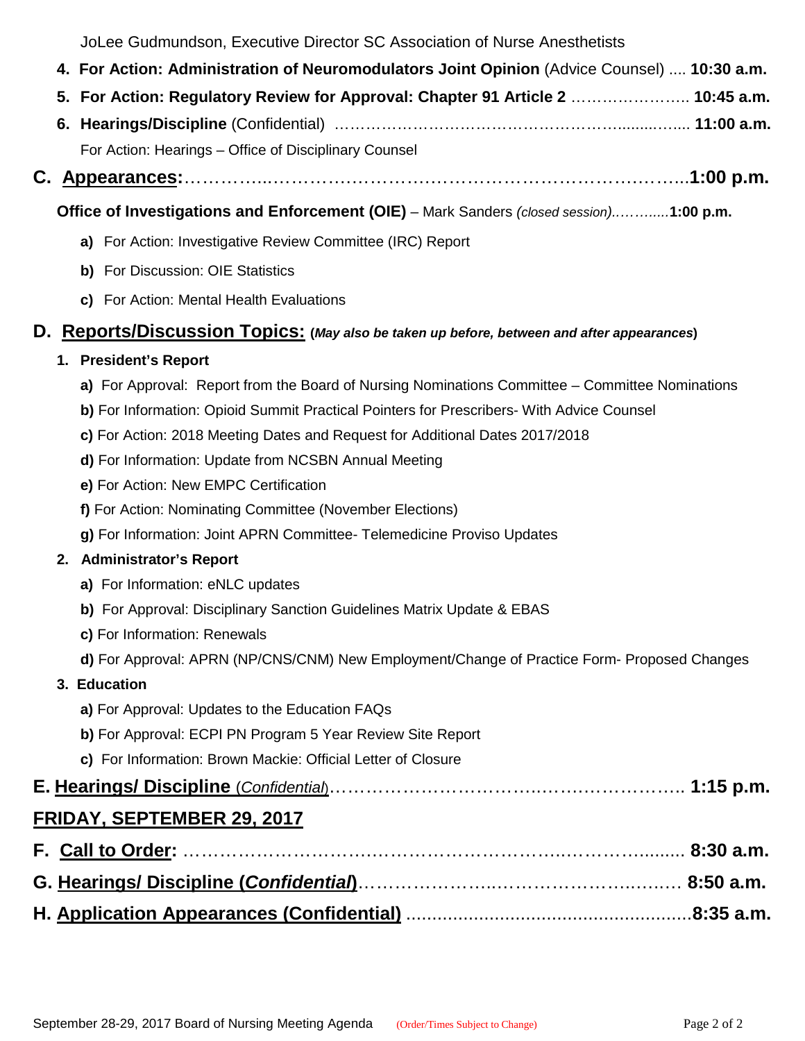JoLee Gudmundson, Executive Director SC Association of Nurse Anesthetists

4. **For Action: Administration of Neuromodulators Joint Opinion** (Advice Counsel) .... **10:30 a.m.**
5. **For Action: Regulatory Review for Approval: Chapter 91 Article 2** ………………….. **10:45 a.m.**
6. **Hearings/Discipline** (Confidential) ……………………………………………….......…..... **11:00 a.m.**

   For Action: Hearings – Office of Disciplinary Counsel

## C. Appearances:………………………………………………………………………………..1:00 p.m.

**Office of Investigations and Enforcement (OIE)** – Mark Sanders *(closed session).……...…* **1:00 p.m.**

- **a)** For Action: Investigative Review Committee (IRC) Report
- **b)** For Discussion: OIE Statistics
- **c)** For Action: Mental Health Evaluations

## D. Reports/Discussion Topics: (*May also be taken up before, between and after appearances*)

1. **President's Report**
   - **a)** For Approval: Report from the Board of Nursing Nominations Committee – Committee Nominations
   - **b)** For Information: Opioid Summit Practical Pointers for Prescribers- With Advice Counsel
   - **c)** For Action: 2018 Meeting Dates and Request for Additional Dates 2017/2018
   - **d)** For Information: Update from NCSBN Annual Meeting
   - **e)** For Action: New EMPC Certification
   - **f)** For Action: Nominating Committee (November Elections)
   - **g)** For Information: Joint APRN Committee- Telemedicine Proviso Updates
2. **Administrator's Report**
   - **a)** For Information: eNLC updates
   - **b)** For Approval: Disciplinary Sanction Guidelines Matrix Update & EBAS
   - **c)** For Information: Renewals
   - **d)** For Approval: APRN (NP/CNS/CNM) New Employment/Change of Practice Form- Proposed Changes
3. **Education**
   - **a)** For Approval: Updates to the Education FAQs
   - **b)** For Approval: ECPI PN Program 5 Year Review Site Report
   - **c)** For Information: Brown Mackie: Official Letter of Closure

## E. Hearings/ Discipline (*Confidential*)……………………………………………………………. 1:15 p.m.

## FRIDAY, SEPTEMBER 29, 2017

## F. Call to Order: …………………………………………………………………………........ 8:30 a.m.

## G. Hearings/ Discipline (*Confidential*)…………………………………………………… 8:50 a.m.

## H. Application Appearances (Confidential) ........................................................8:35 a.m.